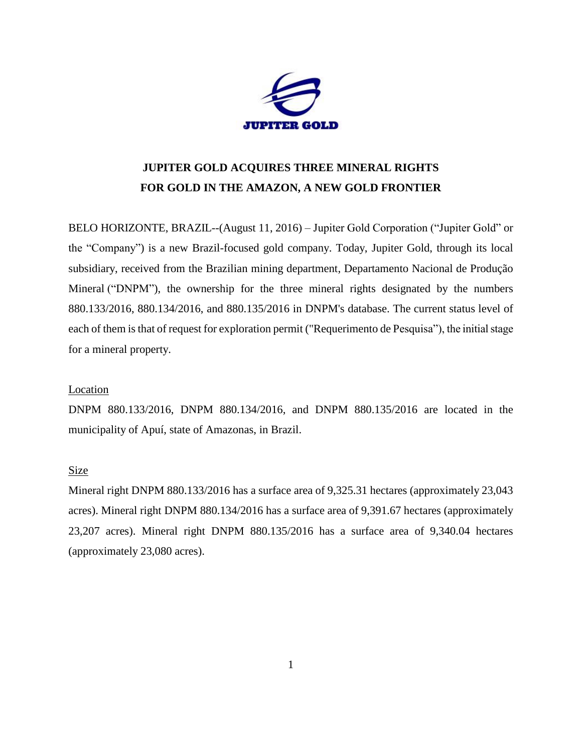JUPITER GOLD

# JUPITER GOLD ACQUIRES THREE MINERAL RIGHTS FOR GOLD IN THE AMAZON, A NEW GOLD FRONTIER

BELO HORIZONTE, BRAZIL--(August 11, 2016) – Jupiter Gold Corporation ("Jupiter Gold" or the "Company") is a new Brazil-focused gold company. Today, Jupiter Gold, through its local subsidiary, received from the Brazilian mining department, Departamento Nacional de Produção Mineral ("DNPM"), the ownership for the three mineral rights designated by the numbers 880.133/2016, 880.134/2016, and 880.135/2016 in DNPM's database. The current status level of each of them is that of request for exploration permit ("Requerimento de Pesquisa"), the initial stage for a mineral property.

## Location

DNPM 880.133/2016, DNPM 880.134/2016, and DNPM 880.135/2016 are located in the municipality of Apuí, state of Amazonas, in Brazil.

## Size

Mineral right DNPM 880.133/2016 has a surface area of 9,325.31 hectares (approximately 23,043 acres). Mineral right DNPM 880.134/2016 has a surface area of 9,391.67 hectares (approximately 23,207 acres). Mineral right DNPM 880.135/2016 has a surface area of 9,340.04 hectares (approximately 23,080 acres).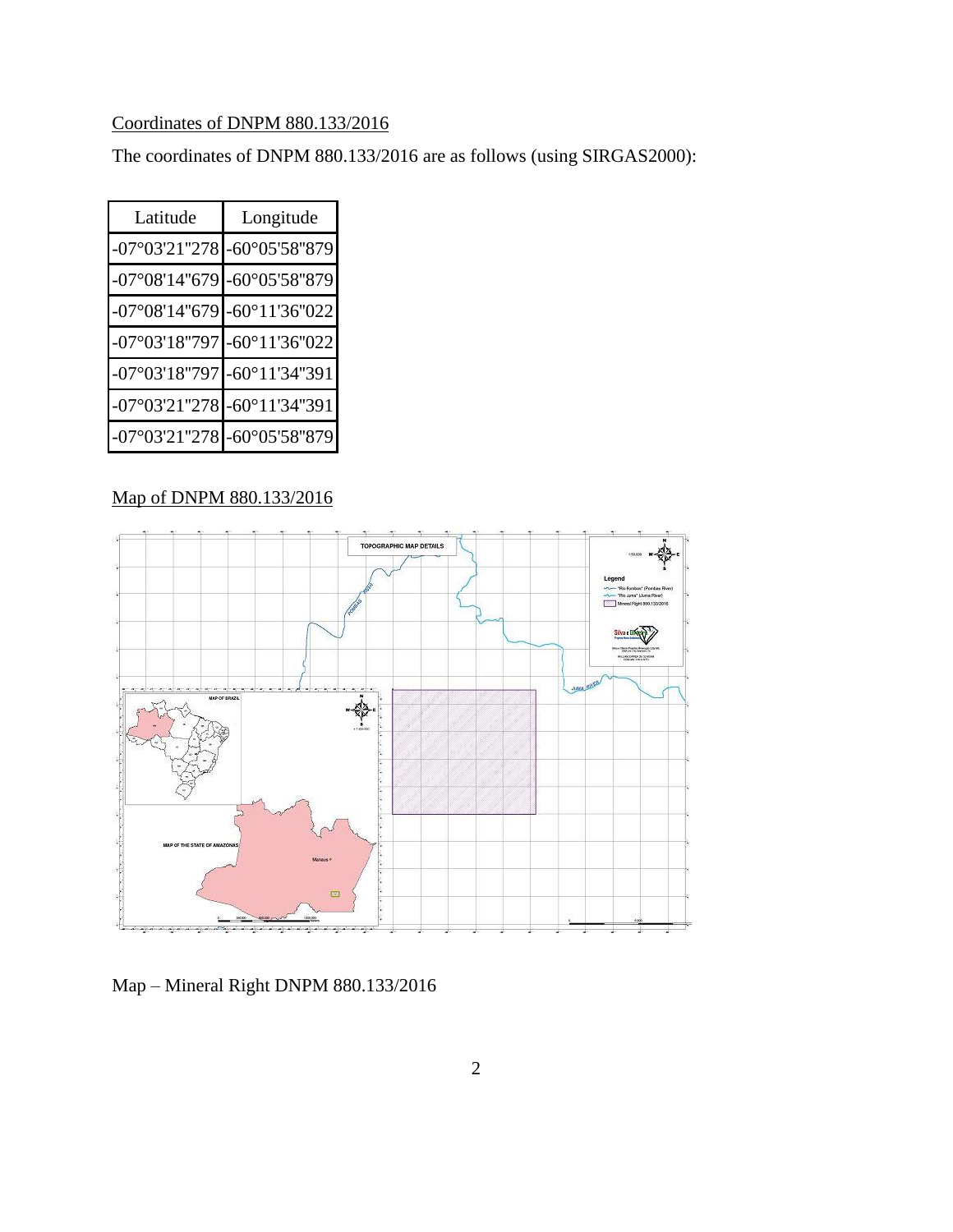Coordinates of DNPM 880.133/2016

The coordinates of DNPM 880.133/2016 are as follows (using SIRGAS2000):

| Latitude | Longitude |
|---|---|
| -07°03'21"278 | -60°05'58"879 |
| -07°08'14"679 | -60°05'58"879 |
| -07°08'14"679 | -60°11'36"022 |
| -07°03'18"797 | -60°11'36"022 |
| -07°03'18"797 | -60°11'34"391 |
| -07°03'21"278 | -60°11'34"391 |
| -07°03'21"278 | -60°05'58"879 |

Map of DNPM 880.133/2016

Map – Mineral Right DNPM 880.133/2016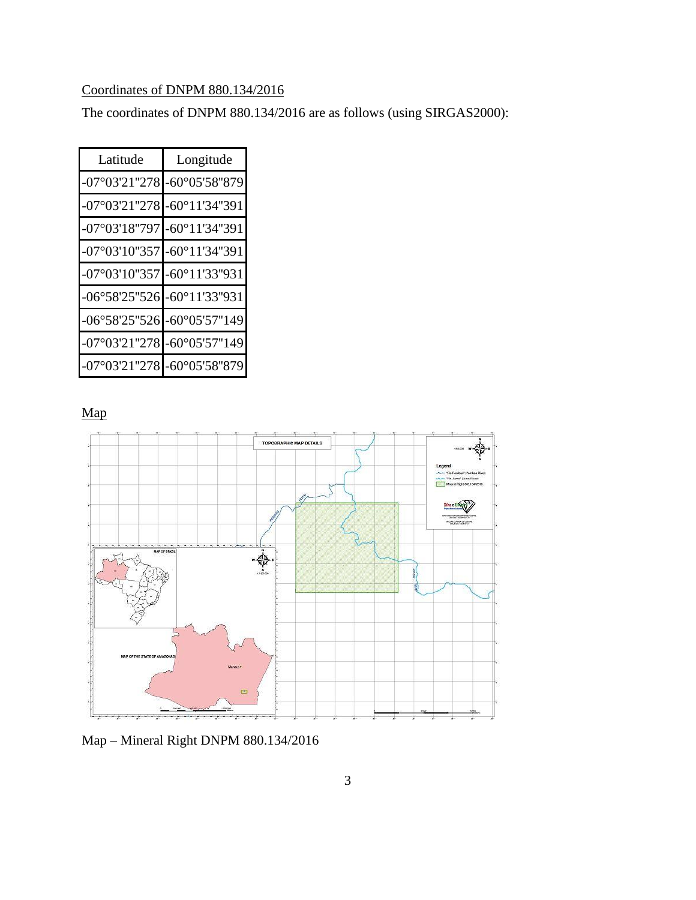Coordinates of DNPM 880.134/2016

The coordinates of DNPM 880.134/2016 are as follows (using SIRGAS2000):

| Latitude | Longitude |
|---|---|
| -07°03'21"278 | -60°05'58"879 |
| -07°03'21"278 | -60°11'34"391 |
| -07°03'18"797 | -60°11'34"391 |
| -07°03'10"357 | -60°11'34"391 |
| -07°03'10"357 | -60°11'33"931 |
| -06°58'25"526 | -60°11'33"931 |
| -06°58'25"526 | -60°05'57"149 |
| -07°03'21"278 | -60°05'57"149 |
| -07°03'21"278 | -60°05'58"879 |

Map

Map – Mineral Right DNPM 880.134/2016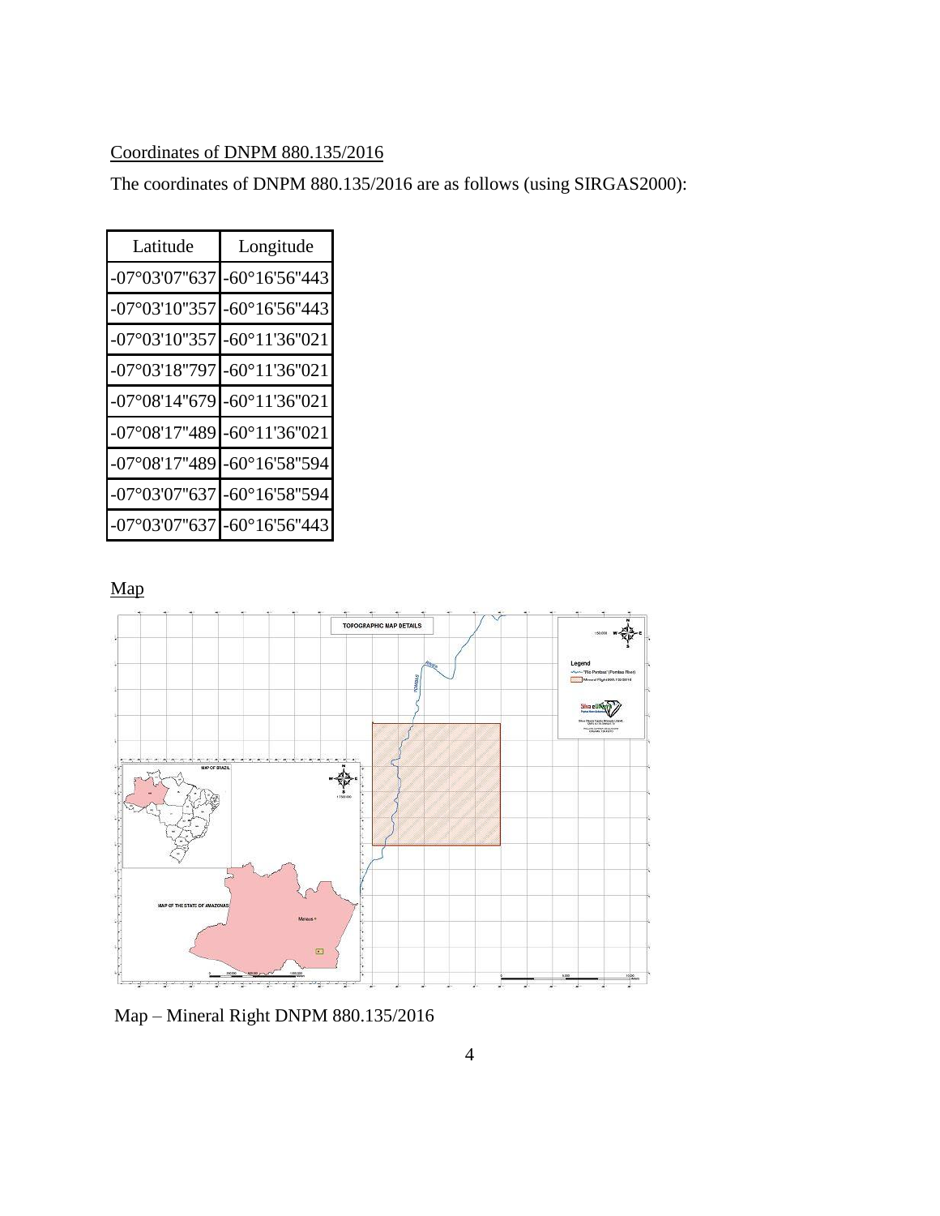Coordinates of DNPM 880.135/2016

The coordinates of DNPM 880.135/2016 are as follows (using SIRGAS2000):

| Latitude | Longitude |
|---|---|
| -07°03'07"637 | -60°16'56"443 |
| -07°03'10"357 | -60°16'56"443 |
| -07°03'10"357 | -60°11'36"021 |
| -07°03'18"797 | -60°11'36"021 |
| -07°08'14"679 | -60°11'36"021 |
| -07°08'17"489 | -60°11'36"021 |
| -07°08'17"489 | -60°16'58"594 |
| -07°03'07"637 | -60°16'58"594 |
| -07°03'07"637 | -60°16'56"443 |

Map

Map – Mineral Right DNPM 880.135/2016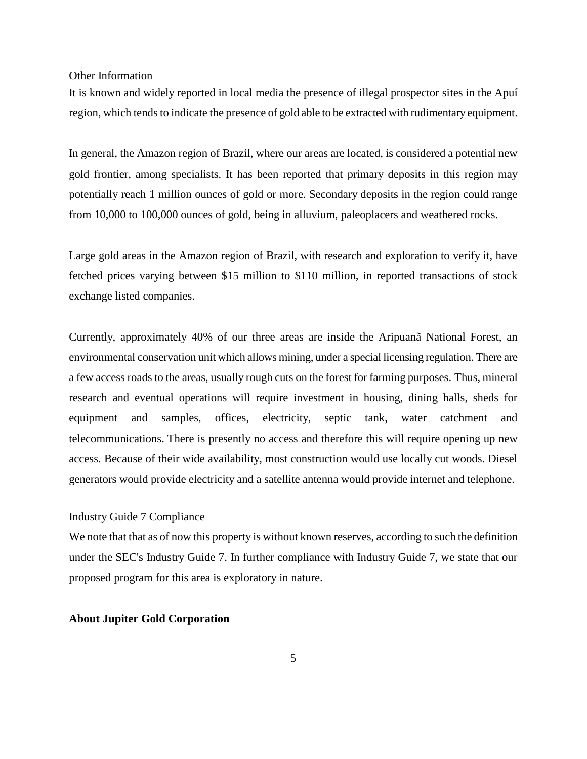Other Information

It is known and widely reported in local media the presence of illegal prospector sites in the Apuí region, which tends to indicate the presence of gold able to be extracted with rudimentary equipment.

In general, the Amazon region of Brazil, where our areas are located, is considered a potential new gold frontier, among specialists. It has been reported that primary deposits in this region may potentially reach 1 million ounces of gold or more. Secondary deposits in the region could range from 10,000 to 100,000 ounces of gold, being in alluvium, paleoplacers and weathered rocks.

Large gold areas in the Amazon region of Brazil, with research and exploration to verify it, have fetched prices varying between $15 million to $110 million, in reported transactions of stock exchange listed companies.

Currently, approximately 40% of our three areas are inside the Aripuanã National Forest, an environmental conservation unit which allows mining, under a special licensing regulation. There are a few access roads to the areas, usually rough cuts on the forest for farming purposes. Thus, mineral research and eventual operations will require investment in housing, dining halls, sheds for equipment and samples, offices, electricity, septic tank, water catchment and telecommunications. There is presently no access and therefore this will require opening up new access. Because of their wide availability, most construction would use locally cut woods. Diesel generators would provide electricity and a satellite antenna would provide internet and telephone.

Industry Guide 7 Compliance

We note that that as of now this property is without known reserves, according to such the definition under the SEC's Industry Guide 7. In further compliance with Industry Guide 7, we state that our proposed program for this area is exploratory in nature.

**About Jupiter Gold Corporation**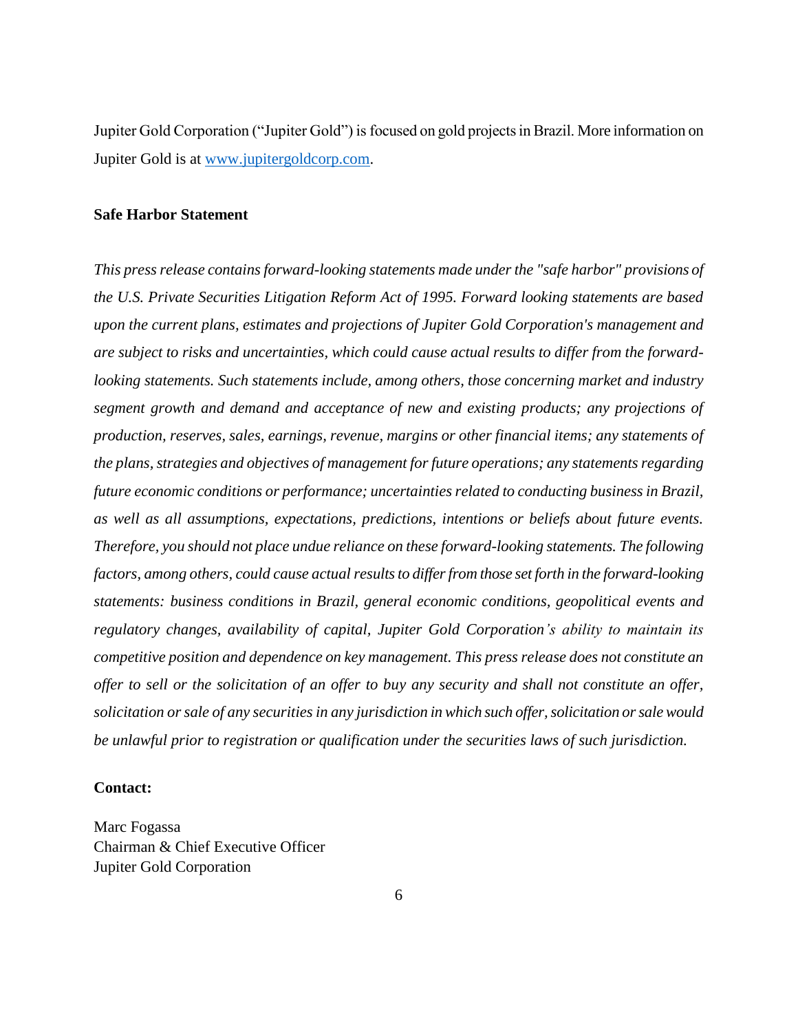Jupiter Gold Corporation ("Jupiter Gold") is focused on gold projects in Brazil. More information on Jupiter Gold is at [www.jupitergoldcorp.com](http://www.jupitergoldcorp.com).

**Safe Harbor Statement**

*This press release contains forward-looking statements made under the "safe harbor" provisions of the U.S. Private Securities Litigation Reform Act of 1995. Forward looking statements are based upon the current plans, estimates and projections of Jupiter Gold Corporation's management and are subject to risks and uncertainties, which could cause actual results to differ from the forward-looking statements. Such statements include, among others, those concerning market and industry segment growth and demand and acceptance of new and existing products; any projections of production, reserves, sales, earnings, revenue, margins or other financial items; any statements of the plans, strategies and objectives of management for future operations; any statements regarding future economic conditions or performance; uncertainties related to conducting business in Brazil, as well as all assumptions, expectations, predictions, intentions or beliefs about future events. Therefore, you should not place undue reliance on these forward-looking statements. The following factors, among others, could cause actual results to differ from those set forth in the forward-looking statements: business conditions in Brazil, general economic conditions, geopolitical events and regulatory changes, availability of capital, Jupiter Gold Corporation's ability to maintain its competitive position and dependence on key management. This press release does not constitute an offer to sell or the solicitation of an offer to buy any security and shall not constitute an offer, solicitation or sale of any securities in any jurisdiction in which such offer, solicitation or sale would be unlawful prior to registration or qualification under the securities laws of such jurisdiction.*

**Contact:**

Marc Fogassa
Chairman & Chief Executive Officer
Jupiter Gold Corporation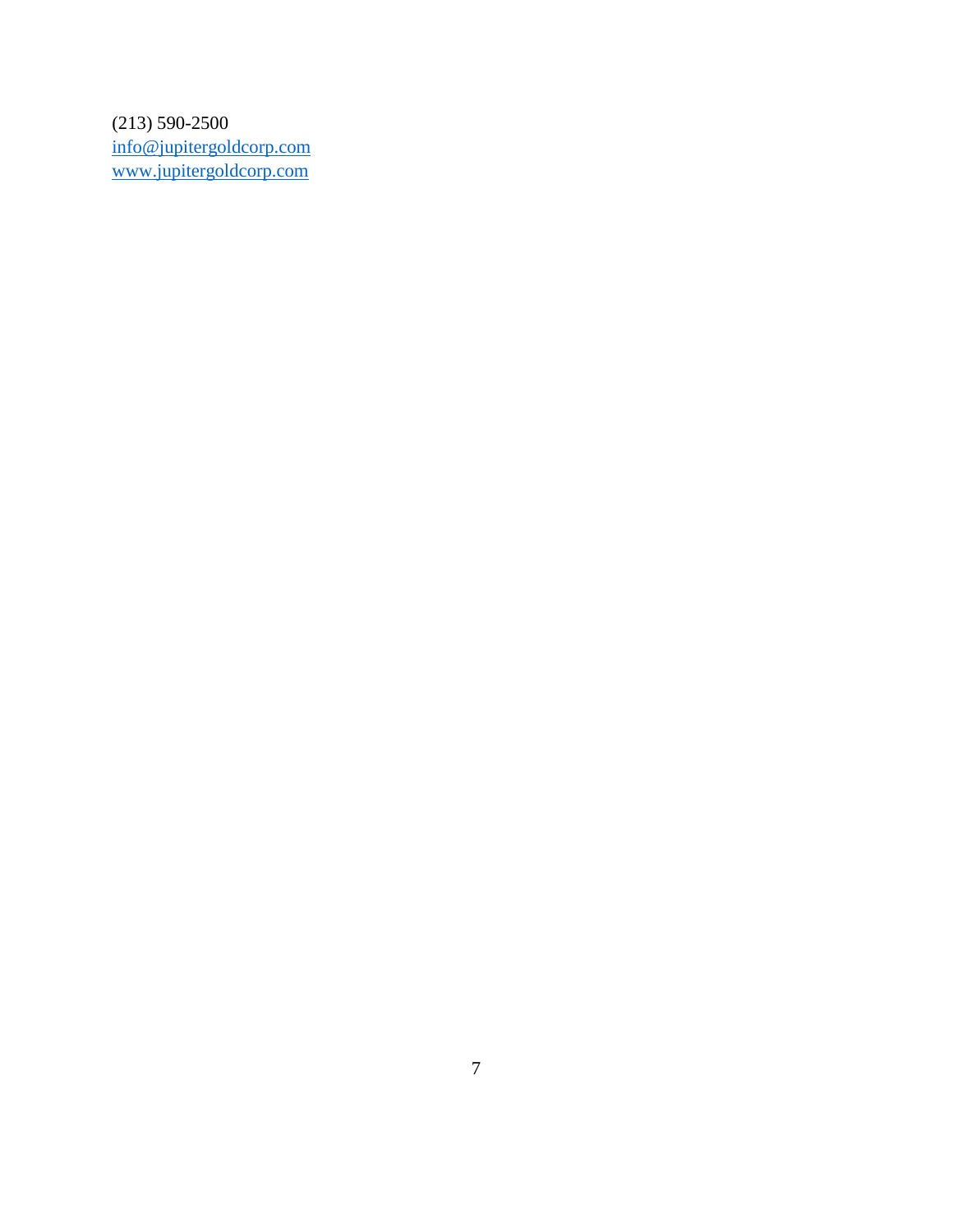(213) 590-2500
info@jupitergoldcorp.com
www.jupitergoldcorp.com